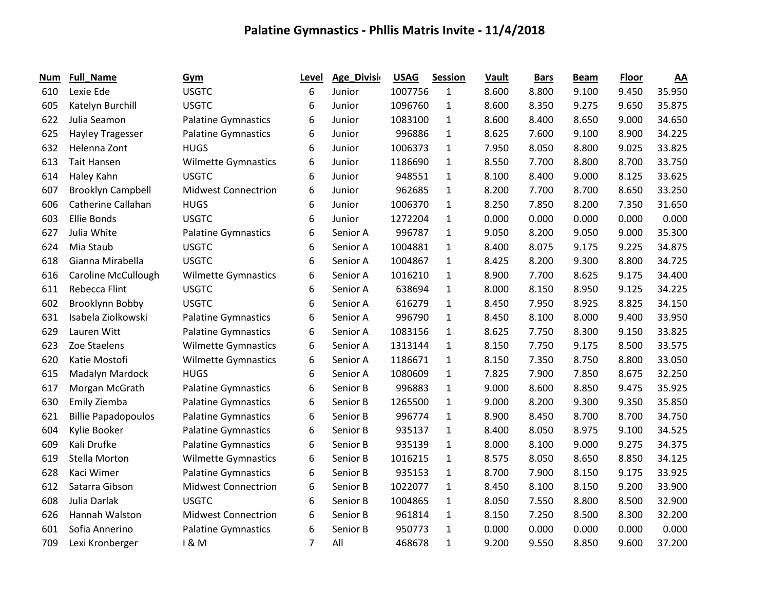# Palatine Gymnastics - Phllis Matris Invite - 11/4/2018

| Num | Full_Name | Gym | Level | Age_Divisi | USAG | Session | Vault | Bars | Beam | Floor | AA |
|---|---|---|---|---|---|---|---|---|---|---|---|
| 610 | Lexie Ede | USGTC | 6 | Junior | 1007756 | 1 | 8.600 | 8.800 | 9.100 | 9.450 | 35.950 |
| 605 | Katelyn Burchill | USGTC | 6 | Junior | 1096760 | 1 | 8.600 | 8.350 | 9.275 | 9.650 | 35.875 |
| 622 | Julia Seamon | Palatine Gymnastics | 6 | Junior | 1083100 | 1 | 8.600 | 8.400 | 8.650 | 9.000 | 34.650 |
| 625 | Hayley Tragesser | Palatine Gymnastics | 6 | Junior | 996886 | 1 | 8.625 | 7.600 | 9.100 | 8.900 | 34.225 |
| 632 | Helenna Zont | HUGS | 6 | Junior | 1006373 | 1 | 7.950 | 8.050 | 8.800 | 9.025 | 33.825 |
| 613 | Tait Hansen | Wilmette Gymnastics | 6 | Junior | 1186690 | 1 | 8.550 | 7.700 | 8.800 | 8.700 | 33.750 |
| 614 | Haley Kahn | USGTC | 6 | Junior | 948551 | 1 | 8.100 | 8.400 | 9.000 | 8.125 | 33.625 |
| 607 | Brooklyn Campbell | Midwest Connectrion | 6 | Junior | 962685 | 1 | 8.200 | 7.700 | 8.700 | 8.650 | 33.250 |
| 606 | Catherine Callahan | HUGS | 6 | Junior | 1006370 | 1 | 8.250 | 7.850 | 8.200 | 7.350 | 31.650 |
| 603 | Ellie Bonds | USGTC | 6 | Junior | 1272204 | 1 | 0.000 | 0.000 | 0.000 | 0.000 | 0.000 |
| 627 | Julia White | Palatine Gymnastics | 6 | Senior A | 996787 | 1 | 9.050 | 8.200 | 9.050 | 9.000 | 35.300 |
| 624 | Mia Staub | USGTC | 6 | Senior A | 1004881 | 1 | 8.400 | 8.075 | 9.175 | 9.225 | 34.875 |
| 618 | Gianna Mirabella | USGTC | 6 | Senior A | 1004867 | 1 | 8.425 | 8.200 | 9.300 | 8.800 | 34.725 |
| 616 | Caroline McCullough | Wilmette Gymnastics | 6 | Senior A | 1016210 | 1 | 8.900 | 7.700 | 8.625 | 9.175 | 34.400 |
| 611 | Rebecca Flint | USGTC | 6 | Senior A | 638694 | 1 | 8.000 | 8.150 | 8.950 | 9.125 | 34.225 |
| 602 | Brooklynn Bobby | USGTC | 6 | Senior A | 616279 | 1 | 8.450 | 7.950 | 8.925 | 8.825 | 34.150 |
| 631 | Isabela Ziolkowski | Palatine Gymnastics | 6 | Senior A | 996790 | 1 | 8.450 | 8.100 | 8.000 | 9.400 | 33.950 |
| 629 | Lauren Witt | Palatine Gymnastics | 6 | Senior A | 1083156 | 1 | 8.625 | 7.750 | 8.300 | 9.150 | 33.825 |
| 623 | Zoe Staelens | Wilmette Gymnastics | 6 | Senior A | 1313144 | 1 | 8.150 | 7.750 | 9.175 | 8.500 | 33.575 |
| 620 | Katie Mostofi | Wilmette Gymnastics | 6 | Senior A | 1186671 | 1 | 8.150 | 7.350 | 8.750 | 8.800 | 33.050 |
| 615 | Madalyn Mardock | HUGS | 6 | Senior A | 1080609 | 1 | 7.825 | 7.900 | 7.850 | 8.675 | 32.250 |
| 617 | Morgan McGrath | Palatine Gymnastics | 6 | Senior B | 996883 | 1 | 9.000 | 8.600 | 8.850 | 9.475 | 35.925 |
| 630 | Emily Ziemba | Palatine Gymnastics | 6 | Senior B | 1265500 | 1 | 9.000 | 8.200 | 9.300 | 9.350 | 35.850 |
| 621 | Billie Papadopoulos | Palatine Gymnastics | 6 | Senior B | 996774 | 1 | 8.900 | 8.450 | 8.700 | 8.700 | 34.750 |
| 604 | Kylie Booker | Palatine Gymnastics | 6 | Senior B | 935137 | 1 | 8.400 | 8.050 | 8.975 | 9.100 | 34.525 |
| 609 | Kali Drufke | Palatine Gymnastics | 6 | Senior B | 935139 | 1 | 8.000 | 8.100 | 9.000 | 9.275 | 34.375 |
| 619 | Stella Morton | Wilmette Gymnastics | 6 | Senior B | 1016215 | 1 | 8.575 | 8.050 | 8.650 | 8.850 | 34.125 |
| 628 | Kaci Wimer | Palatine Gymnastics | 6 | Senior B | 935153 | 1 | 8.700 | 7.900 | 8.150 | 9.175 | 33.925 |
| 612 | Satarra Gibson | Midwest Connectrion | 6 | Senior B | 1022077 | 1 | 8.450 | 8.100 | 8.150 | 9.200 | 33.900 |
| 608 | Julia Darlak | USGTC | 6 | Senior B | 1004865 | 1 | 8.050 | 7.550 | 8.800 | 8.500 | 32.900 |
| 626 | Hannah Walston | Midwest Connectrion | 6 | Senior B | 961814 | 1 | 8.150 | 7.250 | 8.500 | 8.300 | 32.200 |
| 601 | Sofia Annerino | Palatine Gymnastics | 6 | Senior B | 950773 | 1 | 0.000 | 0.000 | 0.000 | 0.000 | 0.000 |
| 709 | Lexi Kronberger | I & M | 7 | All | 468678 | 1 | 9.200 | 9.550 | 8.850 | 9.600 | 37.200 |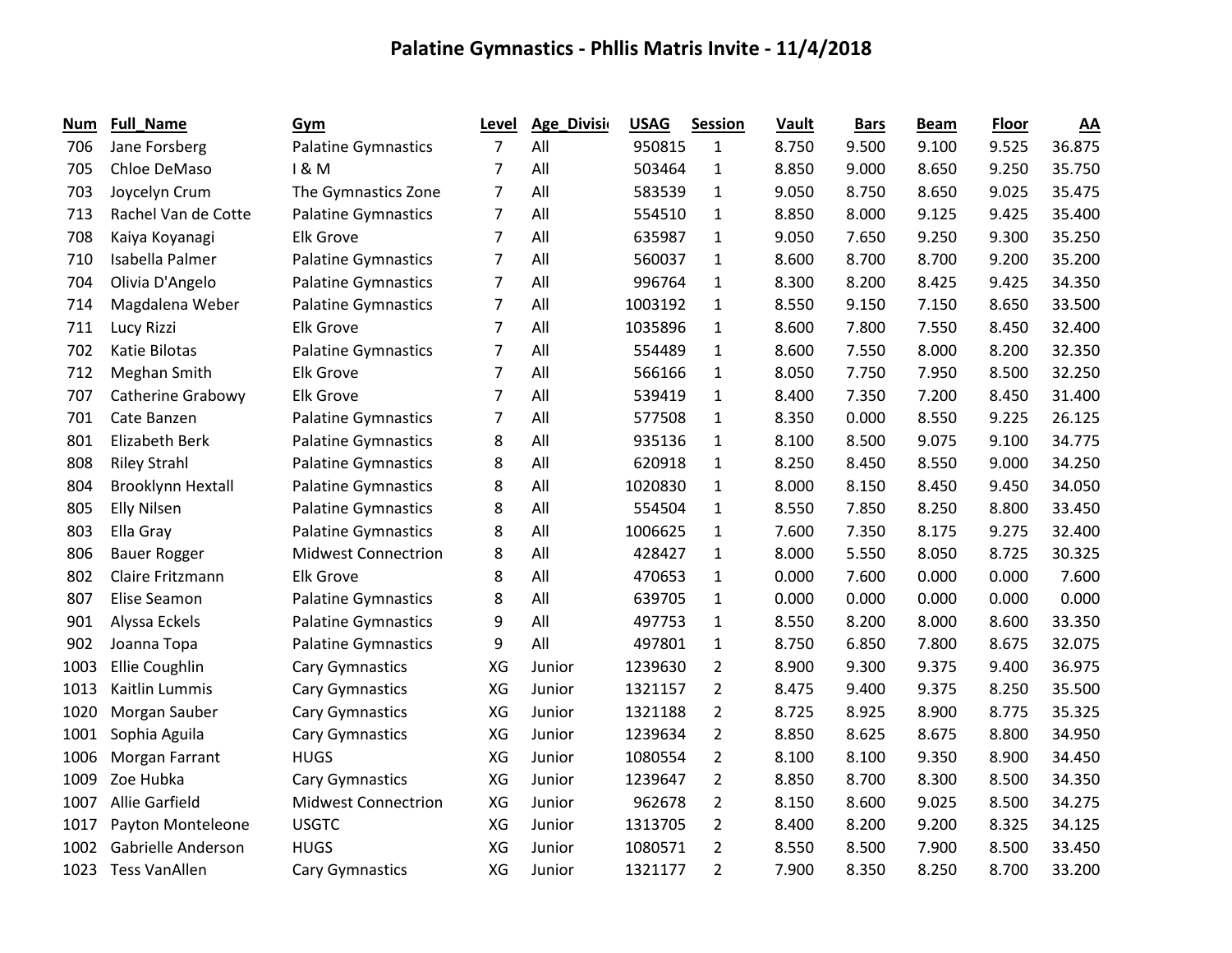# Palatine Gymnastics - Phllis Matris Invite - 11/4/2018

| Num | Full_Name | Gym | Level | Age_Divisi | USAG | Session | Vault | Bars | Beam | Floor | AA |
|---|---|---|---|---|---|---|---|---|---|---|---|
| 706 | Jane Forsberg | Palatine Gymnastics | 7 | All | 950815 | 1 | 8.750 | 9.500 | 9.100 | 9.525 | 36.875 |
| 705 | Chloe DeMaso | I & M | 7 | All | 503464 | 1 | 8.850 | 9.000 | 8.650 | 9.250 | 35.750 |
| 703 | Joycelyn Crum | The Gymnastics Zone | 7 | All | 583539 | 1 | 9.050 | 8.750 | 8.650 | 9.025 | 35.475 |
| 713 | Rachel Van de Cotte | Palatine Gymnastics | 7 | All | 554510 | 1 | 8.850 | 8.000 | 9.125 | 9.425 | 35.400 |
| 708 | Kaiya Koyanagi | Elk Grove | 7 | All | 635987 | 1 | 9.050 | 7.650 | 9.250 | 9.300 | 35.250 |
| 710 | Isabella Palmer | Palatine Gymnastics | 7 | All | 560037 | 1 | 8.600 | 8.700 | 8.700 | 9.200 | 35.200 |
| 704 | Olivia D'Angelo | Palatine Gymnastics | 7 | All | 996764 | 1 | 8.300 | 8.200 | 8.425 | 9.425 | 34.350 |
| 714 | Magdalena Weber | Palatine Gymnastics | 7 | All | 1003192 | 1 | 8.550 | 9.150 | 7.150 | 8.650 | 33.500 |
| 711 | Lucy Rizzi | Elk Grove | 7 | All | 1035896 | 1 | 8.600 | 7.800 | 7.550 | 8.450 | 32.400 |
| 702 | Katie Bilotas | Palatine Gymnastics | 7 | All | 554489 | 1 | 8.600 | 7.550 | 8.000 | 8.200 | 32.350 |
| 712 | Meghan Smith | Elk Grove | 7 | All | 566166 | 1 | 8.050 | 7.750 | 7.950 | 8.500 | 32.250 |
| 707 | Catherine Grabowy | Elk Grove | 7 | All | 539419 | 1 | 8.400 | 7.350 | 7.200 | 8.450 | 31.400 |
| 701 | Cate Banzen | Palatine Gymnastics | 7 | All | 577508 | 1 | 8.350 | 0.000 | 8.550 | 9.225 | 26.125 |
| 801 | Elizabeth Berk | Palatine Gymnastics | 8 | All | 935136 | 1 | 8.100 | 8.500 | 9.075 | 9.100 | 34.775 |
| 808 | Riley Strahl | Palatine Gymnastics | 8 | All | 620918 | 1 | 8.250 | 8.450 | 8.550 | 9.000 | 34.250 |
| 804 | Brooklynn Hextall | Palatine Gymnastics | 8 | All | 1020830 | 1 | 8.000 | 8.150 | 8.450 | 9.450 | 34.050 |
| 805 | Elly Nilsen | Palatine Gymnastics | 8 | All | 554504 | 1 | 8.550 | 7.850 | 8.250 | 8.800 | 33.450 |
| 803 | Ella Gray | Palatine Gymnastics | 8 | All | 1006625 | 1 | 7.600 | 7.350 | 8.175 | 9.275 | 32.400 |
| 806 | Bauer Rogger | Midwest Connectrion | 8 | All | 428427 | 1 | 8.000 | 5.550 | 8.050 | 8.725 | 30.325 |
| 802 | Claire Fritzmann | Elk Grove | 8 | All | 470653 | 1 | 0.000 | 7.600 | 0.000 | 0.000 | 7.600 |
| 807 | Elise Seamon | Palatine Gymnastics | 8 | All | 639705 | 1 | 0.000 | 0.000 | 0.000 | 0.000 | 0.000 |
| 901 | Alyssa Eckels | Palatine Gymnastics | 9 | All | 497753 | 1 | 8.550 | 8.200 | 8.000 | 8.600 | 33.350 |
| 902 | Joanna Topa | Palatine Gymnastics | 9 | All | 497801 | 1 | 8.750 | 6.850 | 7.800 | 8.675 | 32.075 |
| 1003 | Ellie Coughlin | Cary Gymnastics | XG | Junior | 1239630 | 2 | 8.900 | 9.300 | 9.375 | 9.400 | 36.975 |
| 1013 | Kaitlin Lummis | Cary Gymnastics | XG | Junior | 1321157 | 2 | 8.475 | 9.400 | 9.375 | 8.250 | 35.500 |
| 1020 | Morgan Sauber | Cary Gymnastics | XG | Junior | 1321188 | 2 | 8.725 | 8.925 | 8.900 | 8.775 | 35.325 |
| 1001 | Sophia Aguila | Cary Gymnastics | XG | Junior | 1239634 | 2 | 8.850 | 8.625 | 8.675 | 8.800 | 34.950 |
| 1006 | Morgan Farrant | HUGS | XG | Junior | 1080554 | 2 | 8.100 | 8.100 | 9.350 | 8.900 | 34.450 |
| 1009 | Zoe Hubka | Cary Gymnastics | XG | Junior | 1239647 | 2 | 8.850 | 8.700 | 8.300 | 8.500 | 34.350 |
| 1007 | Allie Garfield | Midwest Connectrion | XG | Junior | 962678 | 2 | 8.150 | 8.600 | 9.025 | 8.500 | 34.275 |
| 1017 | Payton Monteleone | USGTC | XG | Junior | 1313705 | 2 | 8.400 | 8.200 | 9.200 | 8.325 | 34.125 |
| 1002 | Gabrielle Anderson | HUGS | XG | Junior | 1080571 | 2 | 8.550 | 8.500 | 7.900 | 8.500 | 33.450 |
| 1023 | Tess VanAllen | Cary Gymnastics | XG | Junior | 1321177 | 2 | 7.900 | 8.350 | 8.250 | 8.700 | 33.200 |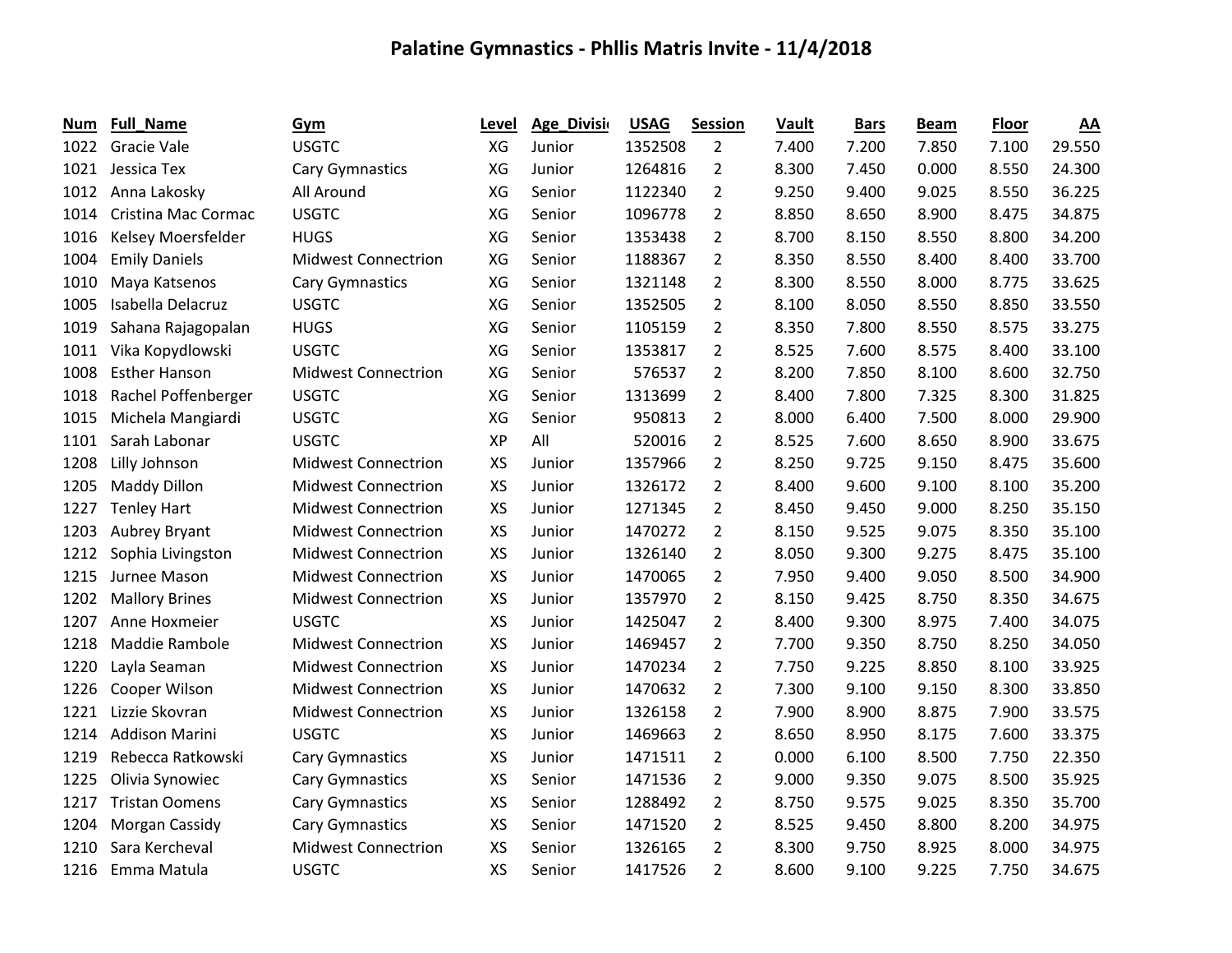# Palatine Gymnastics - Phllis Matris Invite - 11/4/2018

| Num | Full_Name | Gym | Level | Age_Divisi | USAG | Session | Vault | Bars | Beam | Floor | AA |
|---|---|---|---|---|---|---|---|---|---|---|---|
| 1022 | Gracie Vale | USGTC | XG | Junior | 1352508 | 2 | 7.400 | 7.200 | 7.850 | 7.100 | 29.550 |
| 1021 | Jessica Tex | Cary Gymnastics | XG | Junior | 1264816 | 2 | 8.300 | 7.450 | 0.000 | 8.550 | 24.300 |
| 1012 | Anna Lakosky | All Around | XG | Senior | 1122340 | 2 | 9.250 | 9.400 | 9.025 | 8.550 | 36.225 |
| 1014 | Cristina Mac Cormac | USGTC | XG | Senior | 1096778 | 2 | 8.850 | 8.650 | 8.900 | 8.475 | 34.875 |
| 1016 | Kelsey Moersfelder | HUGS | XG | Senior | 1353438 | 2 | 8.700 | 8.150 | 8.550 | 8.800 | 34.200 |
| 1004 | Emily Daniels | Midwest Connectrion | XG | Senior | 1188367 | 2 | 8.350 | 8.550 | 8.400 | 8.400 | 33.700 |
| 1010 | Maya Katsenos | Cary Gymnastics | XG | Senior | 1321148 | 2 | 8.300 | 8.550 | 8.000 | 8.775 | 33.625 |
| 1005 | Isabella Delacruz | USGTC | XG | Senior | 1352505 | 2 | 8.100 | 8.050 | 8.550 | 8.850 | 33.550 |
| 1019 | Sahana Rajagopalan | HUGS | XG | Senior | 1105159 | 2 | 8.350 | 7.800 | 8.550 | 8.575 | 33.275 |
| 1011 | Vika Kopydlowski | USGTC | XG | Senior | 1353817 | 2 | 8.525 | 7.600 | 8.575 | 8.400 | 33.100 |
| 1008 | Esther Hanson | Midwest Connectrion | XG | Senior | 576537 | 2 | 8.200 | 7.850 | 8.100 | 8.600 | 32.750 |
| 1018 | Rachel Poffenberger | USGTC | XG | Senior | 1313699 | 2 | 8.400 | 7.800 | 7.325 | 8.300 | 31.825 |
| 1015 | Michela Mangiardi | USGTC | XG | Senior | 950813 | 2 | 8.000 | 6.400 | 7.500 | 8.000 | 29.900 |
| 1101 | Sarah Labonar | USGTC | XP | All | 520016 | 2 | 8.525 | 7.600 | 8.650 | 8.900 | 33.675 |
| 1208 | Lilly Johnson | Midwest Connectrion | XS | Junior | 1357966 | 2 | 8.250 | 9.725 | 9.150 | 8.475 | 35.600 |
| 1205 | Maddy Dillon | Midwest Connectrion | XS | Junior | 1326172 | 2 | 8.400 | 9.600 | 9.100 | 8.100 | 35.200 |
| 1227 | Tenley Hart | Midwest Connectrion | XS | Junior | 1271345 | 2 | 8.450 | 9.450 | 9.000 | 8.250 | 35.150 |
| 1203 | Aubrey Bryant | Midwest Connectrion | XS | Junior | 1470272 | 2 | 8.150 | 9.525 | 9.075 | 8.350 | 35.100 |
| 1212 | Sophia Livingston | Midwest Connectrion | XS | Junior | 1326140 | 2 | 8.050 | 9.300 | 9.275 | 8.475 | 35.100 |
| 1215 | Jurnee Mason | Midwest Connectrion | XS | Junior | 1470065 | 2 | 7.950 | 9.400 | 9.050 | 8.500 | 34.900 |
| 1202 | Mallory Brines | Midwest Connectrion | XS | Junior | 1357970 | 2 | 8.150 | 9.425 | 8.750 | 8.350 | 34.675 |
| 1207 | Anne Hoxmeier | USGTC | XS | Junior | 1425047 | 2 | 8.400 | 9.300 | 8.975 | 7.400 | 34.075 |
| 1218 | Maddie Rambole | Midwest Connectrion | XS | Junior | 1469457 | 2 | 7.700 | 9.350 | 8.750 | 8.250 | 34.050 |
| 1220 | Layla Seaman | Midwest Connectrion | XS | Junior | 1470234 | 2 | 7.750 | 9.225 | 8.850 | 8.100 | 33.925 |
| 1226 | Cooper Wilson | Midwest Connectrion | XS | Junior | 1470632 | 2 | 7.300 | 9.100 | 9.150 | 8.300 | 33.850 |
| 1221 | Lizzie Skovran | Midwest Connectrion | XS | Junior | 1326158 | 2 | 7.900 | 8.900 | 8.875 | 7.900 | 33.575 |
| 1214 | Addison Marini | USGTC | XS | Junior | 1469663 | 2 | 8.650 | 8.950 | 8.175 | 7.600 | 33.375 |
| 1219 | Rebecca Ratkowski | Cary Gymnastics | XS | Junior | 1471511 | 2 | 0.000 | 6.100 | 8.500 | 7.750 | 22.350 |
| 1225 | Olivia Synowiec | Cary Gymnastics | XS | Senior | 1471536 | 2 | 9.000 | 9.350 | 9.075 | 8.500 | 35.925 |
| 1217 | Tristan Oomens | Cary Gymnastics | XS | Senior | 1288492 | 2 | 8.750 | 9.575 | 9.025 | 8.350 | 35.700 |
| 1204 | Morgan Cassidy | Cary Gymnastics | XS | Senior | 1471520 | 2 | 8.525 | 9.450 | 8.800 | 8.200 | 34.975 |
| 1210 | Sara Kercheval | Midwest Connectrion | XS | Senior | 1326165 | 2 | 8.300 | 9.750 | 8.925 | 8.000 | 34.975 |
| 1216 | Emma Matula | USGTC | XS | Senior | 1417526 | 2 | 8.600 | 9.100 | 9.225 | 7.750 | 34.675 |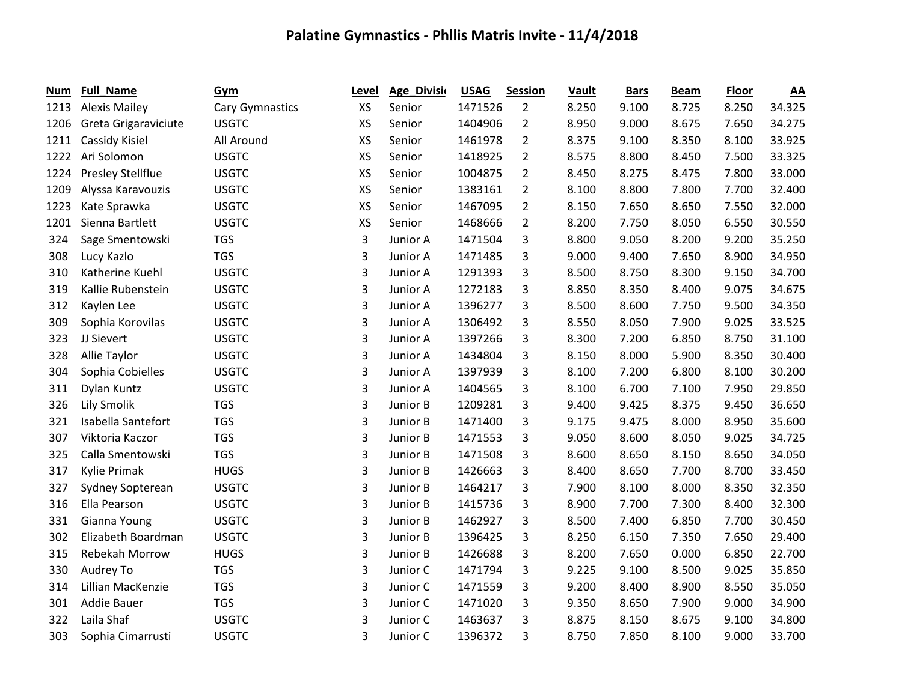# Palatine Gymnastics - Phllis Matris Invite - 11/4/2018

| Num | Full_Name | Gym | Level | Age_Divisi | USAG | Session | Vault | Bars | Beam | Floor | AA |
|---|---|---|---|---|---|---|---|---|---|---|---|
| 1213 | Alexis Mailey | Cary Gymnastics | XS | Senior | 1471526 | 2 | 8.250 | 9.100 | 8.725 | 8.250 | 34.325 |
| 1206 | Greta Grigaraviciute | USGTC | XS | Senior | 1404906 | 2 | 8.950 | 9.000 | 8.675 | 7.650 | 34.275 |
| 1211 | Cassidy Kisiel | All Around | XS | Senior | 1461978 | 2 | 8.375 | 9.100 | 8.350 | 8.100 | 33.925 |
| 1222 | Ari Solomon | USGTC | XS | Senior | 1418925 | 2 | 8.575 | 8.800 | 8.450 | 7.500 | 33.325 |
| 1224 | Presley Stellflue | USGTC | XS | Senior | 1004875 | 2 | 8.450 | 8.275 | 8.475 | 7.800 | 33.000 |
| 1209 | Alyssa Karavouzis | USGTC | XS | Senior | 1383161 | 2 | 8.100 | 8.800 | 7.800 | 7.700 | 32.400 |
| 1223 | Kate Sprawka | USGTC | XS | Senior | 1467095 | 2 | 8.150 | 7.650 | 8.650 | 7.550 | 32.000 |
| 1201 | Sienna Bartlett | USGTC | XS | Senior | 1468666 | 2 | 8.200 | 7.750 | 8.050 | 6.550 | 30.550 |
| 324 | Sage Smentowski | TGS | 3 | Junior A | 1471504 | 3 | 8.800 | 9.050 | 8.200 | 9.200 | 35.250 |
| 308 | Lucy Kazlo | TGS | 3 | Junior A | 1471485 | 3 | 9.000 | 9.400 | 7.650 | 8.900 | 34.950 |
| 310 | Katherine Kuehl | USGTC | 3 | Junior A | 1291393 | 3 | 8.500 | 8.750 | 8.300 | 9.150 | 34.700 |
| 319 | Kallie Rubenstein | USGTC | 3 | Junior A | 1272183 | 3 | 8.850 | 8.350 | 8.400 | 9.075 | 34.675 |
| 312 | Kaylen Lee | USGTC | 3 | Junior A | 1396277 | 3 | 8.500 | 8.600 | 7.750 | 9.500 | 34.350 |
| 309 | Sophia Korovilas | USGTC | 3 | Junior A | 1306492 | 3 | 8.550 | 8.050 | 7.900 | 9.025 | 33.525 |
| 323 | JJ Sievert | USGTC | 3 | Junior A | 1397266 | 3 | 8.300 | 7.200 | 6.850 | 8.750 | 31.100 |
| 328 | Allie Taylor | USGTC | 3 | Junior A | 1434804 | 3 | 8.150 | 8.000 | 5.900 | 8.350 | 30.400 |
| 304 | Sophia Cobielles | USGTC | 3 | Junior A | 1397939 | 3 | 8.100 | 7.200 | 6.800 | 8.100 | 30.200 |
| 311 | Dylan Kuntz | USGTC | 3 | Junior A | 1404565 | 3 | 8.100 | 6.700 | 7.100 | 7.950 | 29.850 |
| 326 | Lily Smolik | TGS | 3 | Junior B | 1209281 | 3 | 9.400 | 9.425 | 8.375 | 9.450 | 36.650 |
| 321 | Isabella Santefort | TGS | 3 | Junior B | 1471400 | 3 | 9.175 | 9.475 | 8.000 | 8.950 | 35.600 |
| 307 | Viktoria Kaczor | TGS | 3 | Junior B | 1471553 | 3 | 9.050 | 8.600 | 8.050 | 9.025 | 34.725 |
| 325 | Calla Smentowski | TGS | 3 | Junior B | 1471508 | 3 | 8.600 | 8.650 | 8.150 | 8.650 | 34.050 |
| 317 | Kylie Primak | HUGS | 3 | Junior B | 1426663 | 3 | 8.400 | 8.650 | 7.700 | 8.700 | 33.450 |
| 327 | Sydney Sopterean | USGTC | 3 | Junior B | 1464217 | 3 | 7.900 | 8.100 | 8.000 | 8.350 | 32.350 |
| 316 | Ella Pearson | USGTC | 3 | Junior B | 1415736 | 3 | 8.900 | 7.700 | 7.300 | 8.400 | 32.300 |
| 331 | Gianna Young | USGTC | 3 | Junior B | 1462927 | 3 | 8.500 | 7.400 | 6.850 | 7.700 | 30.450 |
| 302 | Elizabeth Boardman | USGTC | 3 | Junior B | 1396425 | 3 | 8.250 | 6.150 | 7.350 | 7.650 | 29.400 |
| 315 | Rebekah Morrow | HUGS | 3 | Junior B | 1426688 | 3 | 8.200 | 7.650 | 0.000 | 6.850 | 22.700 |
| 330 | Audrey To | TGS | 3 | Junior C | 1471794 | 3 | 9.225 | 9.100 | 8.500 | 9.025 | 35.850 |
| 314 | Lillian MacKenzie | TGS | 3 | Junior C | 1471559 | 3 | 9.200 | 8.400 | 8.900 | 8.550 | 35.050 |
| 301 | Addie Bauer | TGS | 3 | Junior C | 1471020 | 3 | 9.350 | 8.650 | 7.900 | 9.000 | 34.900 |
| 322 | Laila Shaf | USGTC | 3 | Junior C | 1463637 | 3 | 8.875 | 8.150 | 8.675 | 9.100 | 34.800 |
| 303 | Sophia Cimarrusti | USGTC | 3 | Junior C | 1396372 | 3 | 8.750 | 7.850 | 8.100 | 9.000 | 33.700 |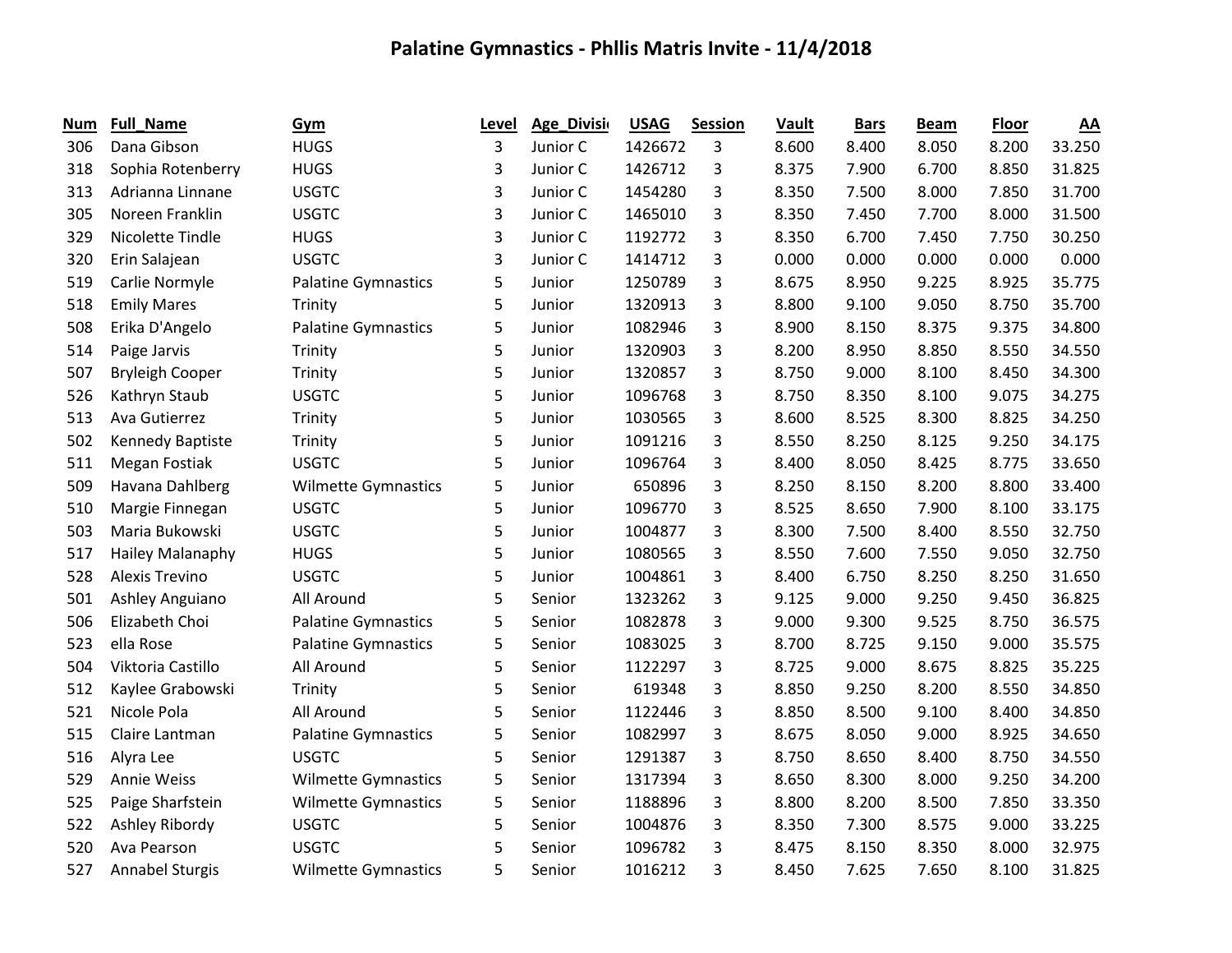# Palatine Gymnastics - Phllis Matris Invite - 11/4/2018

| Num | Full_Name | Gym | Level | Age_Divisi | USAG | Session | Vault | Bars | Beam | Floor | AA |
|---|---|---|---|---|---|---|---|---|---|---|---|
| 306 | Dana Gibson | HUGS | 3 | Junior C | 1426672 | 3 | 8.600 | 8.400 | 8.050 | 8.200 | 33.250 |
| 318 | Sophia Rotenberry | HUGS | 3 | Junior C | 1426712 | 3 | 8.375 | 7.900 | 6.700 | 8.850 | 31.825 |
| 313 | Adrianna Linnane | USGTC | 3 | Junior C | 1454280 | 3 | 8.350 | 7.500 | 8.000 | 7.850 | 31.700 |
| 305 | Noreen Franklin | USGTC | 3 | Junior C | 1465010 | 3 | 8.350 | 7.450 | 7.700 | 8.000 | 31.500 |
| 329 | Nicolette Tindle | HUGS | 3 | Junior C | 1192772 | 3 | 8.350 | 6.700 | 7.450 | 7.750 | 30.250 |
| 320 | Erin Salajean | USGTC | 3 | Junior C | 1414712 | 3 | 0.000 | 0.000 | 0.000 | 0.000 | 0.000 |
| 519 | Carlie Normyle | Palatine Gymnastics | 5 | Junior | 1250789 | 3 | 8.675 | 8.950 | 9.225 | 8.925 | 35.775 |
| 518 | Emily Mares | Trinity | 5 | Junior | 1320913 | 3 | 8.800 | 9.100 | 9.050 | 8.750 | 35.700 |
| 508 | Erika D'Angelo | Palatine Gymnastics | 5 | Junior | 1082946 | 3 | 8.900 | 8.150 | 8.375 | 9.375 | 34.800 |
| 514 | Paige Jarvis | Trinity | 5 | Junior | 1320903 | 3 | 8.200 | 8.950 | 8.850 | 8.550 | 34.550 |
| 507 | Bryleigh Cooper | Trinity | 5 | Junior | 1320857 | 3 | 8.750 | 9.000 | 8.100 | 8.450 | 34.300 |
| 526 | Kathryn Staub | USGTC | 5 | Junior | 1096768 | 3 | 8.750 | 8.350 | 8.100 | 9.075 | 34.275 |
| 513 | Ava Gutierrez | Trinity | 5 | Junior | 1030565 | 3 | 8.600 | 8.525 | 8.300 | 8.825 | 34.250 |
| 502 | Kennedy Baptiste | Trinity | 5 | Junior | 1091216 | 3 | 8.550 | 8.250 | 8.125 | 9.250 | 34.175 |
| 511 | Megan Fostiak | USGTC | 5 | Junior | 1096764 | 3 | 8.400 | 8.050 | 8.425 | 8.775 | 33.650 |
| 509 | Havana Dahlberg | Wilmette Gymnastics | 5 | Junior | 650896 | 3 | 8.250 | 8.150 | 8.200 | 8.800 | 33.400 |
| 510 | Margie Finnegan | USGTC | 5 | Junior | 1096770 | 3 | 8.525 | 8.650 | 7.900 | 8.100 | 33.175 |
| 503 | Maria Bukowski | USGTC | 5 | Junior | 1004877 | 3 | 8.300 | 7.500 | 8.400 | 8.550 | 32.750 |
| 517 | Hailey Malanaphy | HUGS | 5 | Junior | 1080565 | 3 | 8.550 | 7.600 | 7.550 | 9.050 | 32.750 |
| 528 | Alexis Trevino | USGTC | 5 | Junior | 1004861 | 3 | 8.400 | 6.750 | 8.250 | 8.250 | 31.650 |
| 501 | Ashley Anguiano | All Around | 5 | Senior | 1323262 | 3 | 9.125 | 9.000 | 9.250 | 9.450 | 36.825 |
| 506 | Elizabeth Choi | Palatine Gymnastics | 5 | Senior | 1082878 | 3 | 9.000 | 9.300 | 9.525 | 8.750 | 36.575 |
| 523 | ella Rose | Palatine Gymnastics | 5 | Senior | 1083025 | 3 | 8.700 | 8.725 | 9.150 | 9.000 | 35.575 |
| 504 | Viktoria Castillo | All Around | 5 | Senior | 1122297 | 3 | 8.725 | 9.000 | 8.675 | 8.825 | 35.225 |
| 512 | Kaylee Grabowski | Trinity | 5 | Senior | 619348 | 3 | 8.850 | 9.250 | 8.200 | 8.550 | 34.850 |
| 521 | Nicole Pola | All Around | 5 | Senior | 1122446 | 3 | 8.850 | 8.500 | 9.100 | 8.400 | 34.850 |
| 515 | Claire Lantman | Palatine Gymnastics | 5 | Senior | 1082997 | 3 | 8.675 | 8.050 | 9.000 | 8.925 | 34.650 |
| 516 | Alyra Lee | USGTC | 5 | Senior | 1291387 | 3 | 8.750 | 8.650 | 8.400 | 8.750 | 34.550 |
| 529 | Annie Weiss | Wilmette Gymnastics | 5 | Senior | 1317394 | 3 | 8.650 | 8.300 | 8.000 | 9.250 | 34.200 |
| 525 | Paige Sharfstein | Wilmette Gymnastics | 5 | Senior | 1188896 | 3 | 8.800 | 8.200 | 8.500 | 7.850 | 33.350 |
| 522 | Ashley Ribordy | USGTC | 5 | Senior | 1004876 | 3 | 8.350 | 7.300 | 8.575 | 9.000 | 33.225 |
| 520 | Ava Pearson | USGTC | 5 | Senior | 1096782 | 3 | 8.475 | 8.150 | 8.350 | 8.000 | 32.975 |
| 527 | Annabel Sturgis | Wilmette Gymnastics | 5 | Senior | 1016212 | 3 | 8.450 | 7.625 | 7.650 | 8.100 | 31.825 |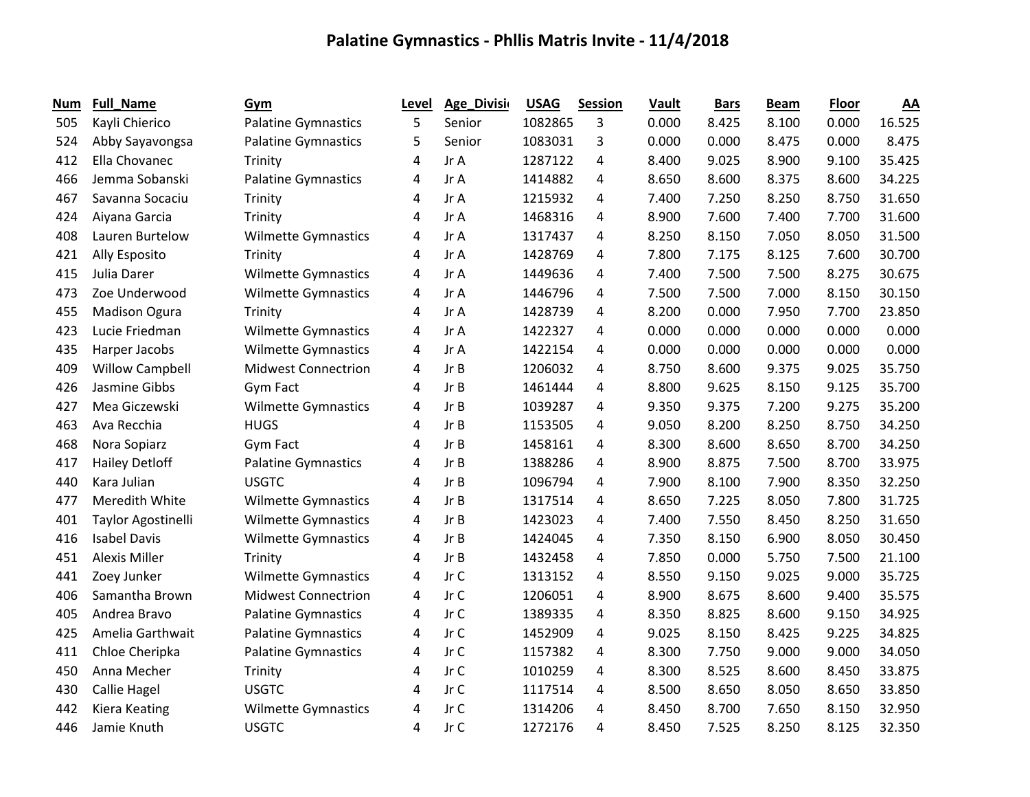# Palatine Gymnastics - Phllis Matris Invite - 11/4/2018

| Num | Full_Name | Gym | Level | Age_Divisi | USAG | Session | Vault | Bars | Beam | Floor | AA |
|---|---|---|---|---|---|---|---|---|---|---|---|
| 505 | Kayli Chierico | Palatine Gymnastics | 5 | Senior | 1082865 | 3 | 0.000 | 8.425 | 8.100 | 0.000 | 16.525 |
| 524 | Abby Sayavongsa | Palatine Gymnastics | 5 | Senior | 1083031 | 3 | 0.000 | 0.000 | 8.475 | 0.000 | 8.475 |
| 412 | Ella Chovanec | Trinity | 4 | Jr A | 1287122 | 4 | 8.400 | 9.025 | 8.900 | 9.100 | 35.425 |
| 466 | Jemma Sobanski | Palatine Gymnastics | 4 | Jr A | 1414882 | 4 | 8.650 | 8.600 | 8.375 | 8.600 | 34.225 |
| 467 | Savanna Socaciu | Trinity | 4 | Jr A | 1215932 | 4 | 7.400 | 7.250 | 8.250 | 8.750 | 31.650 |
| 424 | Aiyana Garcia | Trinity | 4 | Jr A | 1468316 | 4 | 8.900 | 7.600 | 7.400 | 7.700 | 31.600 |
| 408 | Lauren Burtelow | Wilmette Gymnastics | 4 | Jr A | 1317437 | 4 | 8.250 | 8.150 | 7.050 | 8.050 | 31.500 |
| 421 | Ally Esposito | Trinity | 4 | Jr A | 1428769 | 4 | 7.800 | 7.175 | 8.125 | 7.600 | 30.700 |
| 415 | Julia Darer | Wilmette Gymnastics | 4 | Jr A | 1449636 | 4 | 7.400 | 7.500 | 7.500 | 8.275 | 30.675 |
| 473 | Zoe Underwood | Wilmette Gymnastics | 4 | Jr A | 1446796 | 4 | 7.500 | 7.500 | 7.000 | 8.150 | 30.150 |
| 455 | Madison Ogura | Trinity | 4 | Jr A | 1428739 | 4 | 8.200 | 0.000 | 7.950 | 7.700 | 23.850 |
| 423 | Lucie Friedman | Wilmette Gymnastics | 4 | Jr A | 1422327 | 4 | 0.000 | 0.000 | 0.000 | 0.000 | 0.000 |
| 435 | Harper Jacobs | Wilmette Gymnastics | 4 | Jr A | 1422154 | 4 | 0.000 | 0.000 | 0.000 | 0.000 | 0.000 |
| 409 | Willow Campbell | Midwest Connectrion | 4 | Jr B | 1206032 | 4 | 8.750 | 8.600 | 9.375 | 9.025 | 35.750 |
| 426 | Jasmine Gibbs | Gym Fact | 4 | Jr B | 1461444 | 4 | 8.800 | 9.625 | 8.150 | 9.125 | 35.700 |
| 427 | Mea Giczewski | Wilmette Gymnastics | 4 | Jr B | 1039287 | 4 | 9.350 | 9.375 | 7.200 | 9.275 | 35.200 |
| 463 | Ava Recchia | HUGS | 4 | Jr B | 1153505 | 4 | 9.050 | 8.200 | 8.250 | 8.750 | 34.250 |
| 468 | Nora Sopiarz | Gym Fact | 4 | Jr B | 1458161 | 4 | 8.300 | 8.600 | 8.650 | 8.700 | 34.250 |
| 417 | Hailey Detloff | Palatine Gymnastics | 4 | Jr B | 1388286 | 4 | 8.900 | 8.875 | 7.500 | 8.700 | 33.975 |
| 440 | Kara Julian | USGTC | 4 | Jr B | 1096794 | 4 | 7.900 | 8.100 | 7.900 | 8.350 | 32.250 |
| 477 | Meredith White | Wilmette Gymnastics | 4 | Jr B | 1317514 | 4 | 8.650 | 7.225 | 8.050 | 7.800 | 31.725 |
| 401 | Taylor Agostinelli | Wilmette Gymnastics | 4 | Jr B | 1423023 | 4 | 7.400 | 7.550 | 8.450 | 8.250 | 31.650 |
| 416 | Isabel Davis | Wilmette Gymnastics | 4 | Jr B | 1424045 | 4 | 7.350 | 8.150 | 6.900 | 8.050 | 30.450 |
| 451 | Alexis Miller | Trinity | 4 | Jr B | 1432458 | 4 | 7.850 | 0.000 | 5.750 | 7.500 | 21.100 |
| 441 | Zoey Junker | Wilmette Gymnastics | 4 | Jr C | 1313152 | 4 | 8.550 | 9.150 | 9.025 | 9.000 | 35.725 |
| 406 | Samantha Brown | Midwest Connectrion | 4 | Jr C | 1206051 | 4 | 8.900 | 8.675 | 8.600 | 9.400 | 35.575 |
| 405 | Andrea Bravo | Palatine Gymnastics | 4 | Jr C | 1389335 | 4 | 8.350 | 8.825 | 8.600 | 9.150 | 34.925 |
| 425 | Amelia Garthwait | Palatine Gymnastics | 4 | Jr C | 1452909 | 4 | 9.025 | 8.150 | 8.425 | 9.225 | 34.825 |
| 411 | Chloe Cheripka | Palatine Gymnastics | 4 | Jr C | 1157382 | 4 | 8.300 | 7.750 | 9.000 | 9.000 | 34.050 |
| 450 | Anna Mecher | Trinity | 4 | Jr C | 1010259 | 4 | 8.300 | 8.525 | 8.600 | 8.450 | 33.875 |
| 430 | Callie Hagel | USGTC | 4 | Jr C | 1117514 | 4 | 8.500 | 8.650 | 8.050 | 8.650 | 33.850 |
| 442 | Kiera Keating | Wilmette Gymnastics | 4 | Jr C | 1314206 | 4 | 8.450 | 8.700 | 7.650 | 8.150 | 32.950 |
| 446 | Jamie Knuth | USGTC | 4 | Jr C | 1272176 | 4 | 8.450 | 7.525 | 8.250 | 8.125 | 32.350 |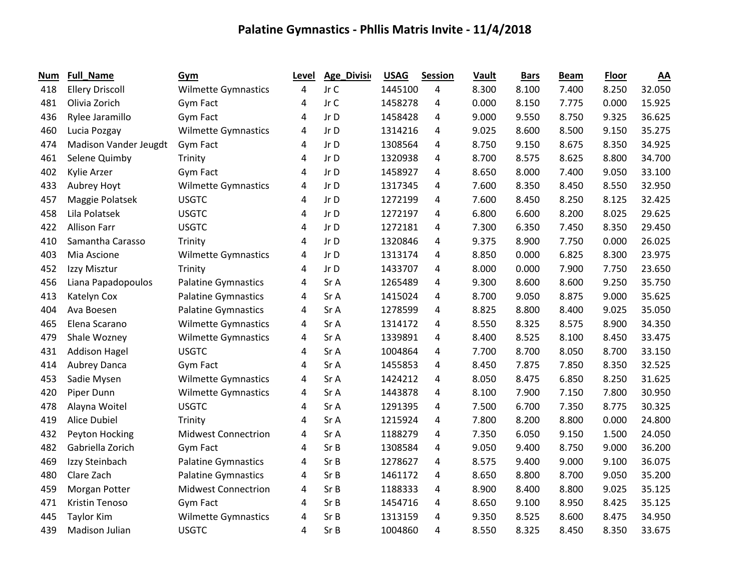# Palatine Gymnastics - Phllis Matris Invite - 11/4/2018

| Num | Full_Name | Gym | Level | Age_Divisi | USAG | Session | Vault | Bars | Beam | Floor | AA |
|---|---|---|---|---|---|---|---|---|---|---|---|
| 418 | Ellery Driscoll | Wilmette Gymnastics | 4 | Jr C | 1445100 | 4 | 8.300 | 8.100 | 7.400 | 8.250 | 32.050 |
| 481 | Olivia Zorich | Gym Fact | 4 | Jr C | 1458278 | 4 | 0.000 | 8.150 | 7.775 | 0.000 | 15.925 |
| 436 | Rylee Jaramillo | Gym Fact | 4 | Jr D | 1458428 | 4 | 9.000 | 9.550 | 8.750 | 9.325 | 36.625 |
| 460 | Lucia Pozgay | Wilmette Gymnastics | 4 | Jr D | 1314216 | 4 | 9.025 | 8.600 | 8.500 | 9.150 | 35.275 |
| 474 | Madison Vander Jeugdt | Gym Fact | 4 | Jr D | 1308564 | 4 | 8.750 | 9.150 | 8.675 | 8.350 | 34.925 |
| 461 | Selene Quimby | Trinity | 4 | Jr D | 1320938 | 4 | 8.700 | 8.575 | 8.625 | 8.800 | 34.700 |
| 402 | Kylie Arzer | Gym Fact | 4 | Jr D | 1458927 | 4 | 8.650 | 8.000 | 7.400 | 9.050 | 33.100 |
| 433 | Aubrey Hoyt | Wilmette Gymnastics | 4 | Jr D | 1317345 | 4 | 7.600 | 8.350 | 8.450 | 8.550 | 32.950 |
| 457 | Maggie Polatsek | USGTC | 4 | Jr D | 1272199 | 4 | 7.600 | 8.450 | 8.250 | 8.125 | 32.425 |
| 458 | Lila Polatsek | USGTC | 4 | Jr D | 1272197 | 4 | 6.800 | 6.600 | 8.200 | 8.025 | 29.625 |
| 422 | Allison Farr | USGTC | 4 | Jr D | 1272181 | 4 | 7.300 | 6.350 | 7.450 | 8.350 | 29.450 |
| 410 | Samantha Carasso | Trinity | 4 | Jr D | 1320846 | 4 | 9.375 | 8.900 | 7.750 | 0.000 | 26.025 |
| 403 | Mia Ascione | Wilmette Gymnastics | 4 | Jr D | 1313174 | 4 | 8.850 | 0.000 | 6.825 | 8.300 | 23.975 |
| 452 | Izzy Misztur | Trinity | 4 | Jr D | 1433707 | 4 | 8.000 | 0.000 | 7.900 | 7.750 | 23.650 |
| 456 | Liana Papadopoulos | Palatine Gymnastics | 4 | Sr A | 1265489 | 4 | 9.300 | 8.600 | 8.600 | 9.250 | 35.750 |
| 413 | Katelyn Cox | Palatine Gymnastics | 4 | Sr A | 1415024 | 4 | 8.700 | 9.050 | 8.875 | 9.000 | 35.625 |
| 404 | Ava Boesen | Palatine Gymnastics | 4 | Sr A | 1278599 | 4 | 8.825 | 8.800 | 8.400 | 9.025 | 35.050 |
| 465 | Elena Scarano | Wilmette Gymnastics | 4 | Sr A | 1314172 | 4 | 8.550 | 8.325 | 8.575 | 8.900 | 34.350 |
| 479 | Shale Wozney | Wilmette Gymnastics | 4 | Sr A | 1339891 | 4 | 8.400 | 8.525 | 8.100 | 8.450 | 33.475 |
| 431 | Addison Hagel | USGTC | 4 | Sr A | 1004864 | 4 | 7.700 | 8.700 | 8.050 | 8.700 | 33.150 |
| 414 | Aubrey Danca | Gym Fact | 4 | Sr A | 1455853 | 4 | 8.450 | 7.875 | 7.850 | 8.350 | 32.525 |
| 453 | Sadie Mysen | Wilmette Gymnastics | 4 | Sr A | 1424212 | 4 | 8.050 | 8.475 | 6.850 | 8.250 | 31.625 |
| 420 | Piper Dunn | Wilmette Gymnastics | 4 | Sr A | 1443878 | 4 | 8.100 | 7.900 | 7.150 | 7.800 | 30.950 |
| 478 | Alayna Woitel | USGTC | 4 | Sr A | 1291395 | 4 | 7.500 | 6.700 | 7.350 | 8.775 | 30.325 |
| 419 | Alice Dubiel | Trinity | 4 | Sr A | 1215924 | 4 | 7.800 | 8.200 | 8.800 | 0.000 | 24.800 |
| 432 | Peyton Hocking | Midwest Connectrion | 4 | Sr A | 1188279 | 4 | 7.350 | 6.050 | 9.150 | 1.500 | 24.050 |
| 482 | Gabriella Zorich | Gym Fact | 4 | Sr B | 1308584 | 4 | 9.050 | 9.400 | 8.750 | 9.000 | 36.200 |
| 469 | Izzy Steinbach | Palatine Gymnastics | 4 | Sr B | 1278627 | 4 | 8.575 | 9.400 | 9.000 | 9.100 | 36.075 |
| 480 | Clare Zach | Palatine Gymnastics | 4 | Sr B | 1461172 | 4 | 8.650 | 8.800 | 8.700 | 9.050 | 35.200 |
| 459 | Morgan Potter | Midwest Connectrion | 4 | Sr B | 1188333 | 4 | 8.900 | 8.400 | 8.800 | 9.025 | 35.125 |
| 471 | Kristin Tenoso | Gym Fact | 4 | Sr B | 1454716 | 4 | 8.650 | 9.100 | 8.950 | 8.425 | 35.125 |
| 445 | Taylor Kim | Wilmette Gymnastics | 4 | Sr B | 1313159 | 4 | 9.350 | 8.525 | 8.600 | 8.475 | 34.950 |
| 439 | Madison Julian | USGTC | 4 | Sr B | 1004860 | 4 | 8.550 | 8.325 | 8.450 | 8.350 | 33.675 |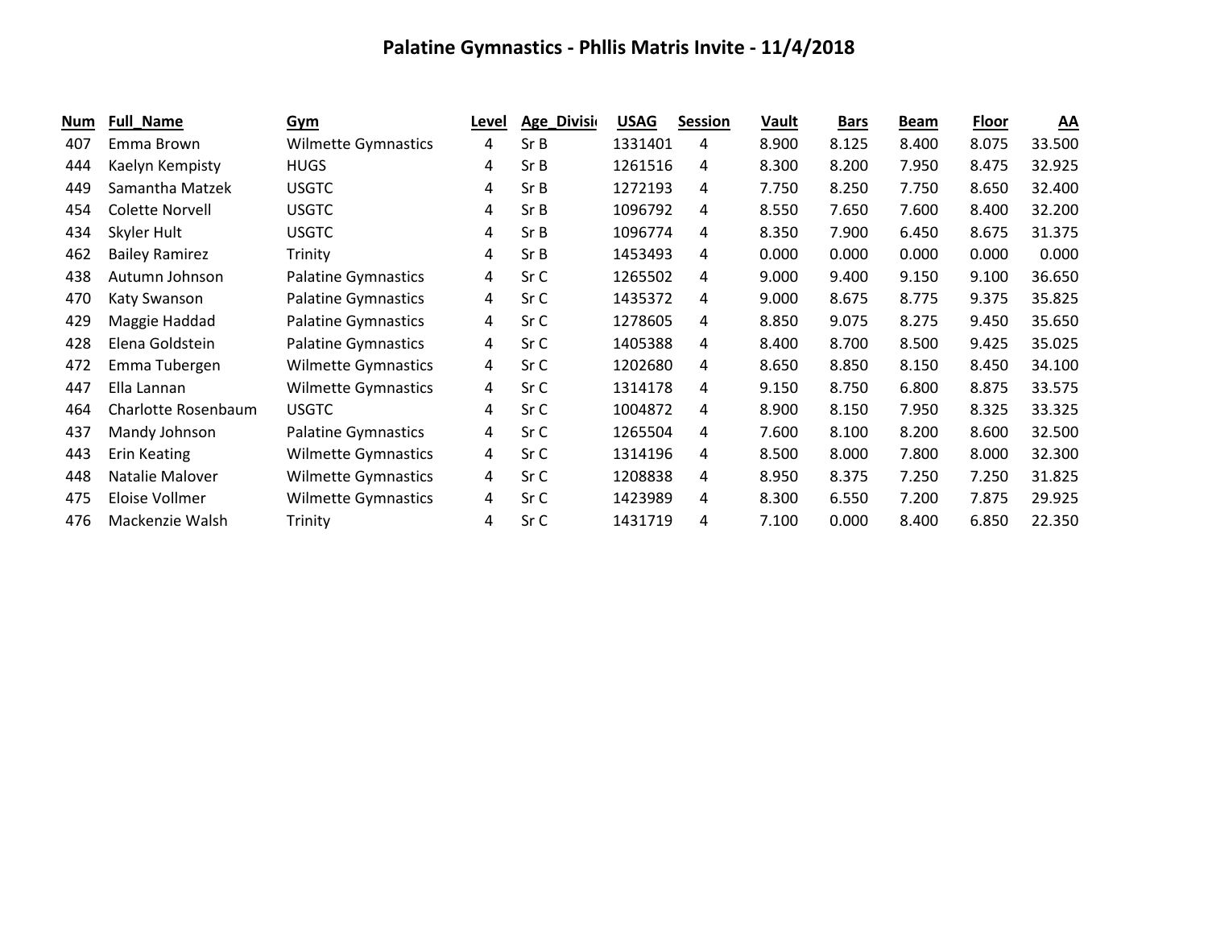# Palatine Gymnastics - Phllis Matris Invite - 11/4/2018

| Num | Full_Name | Gym | Level | Age_Divisi | USAG | Session | Vault | Bars | Beam | Floor | AA |
|---|---|---|---|---|---|---|---|---|---|---|---|
| 407 | Emma Brown | Wilmette Gymnastics | 4 | Sr B | 1331401 | 4 | 8.900 | 8.125 | 8.400 | 8.075 | 33.500 |
| 444 | Kaelyn Kempisty | HUGS | 4 | Sr B | 1261516 | 4 | 8.300 | 8.200 | 7.950 | 8.475 | 32.925 |
| 449 | Samantha Matzek | USGTC | 4 | Sr B | 1272193 | 4 | 7.750 | 8.250 | 7.750 | 8.650 | 32.400 |
| 454 | Colette Norvell | USGTC | 4 | Sr B | 1096792 | 4 | 8.550 | 7.650 | 7.600 | 8.400 | 32.200 |
| 434 | Skyler Hult | USGTC | 4 | Sr B | 1096774 | 4 | 8.350 | 7.900 | 6.450 | 8.675 | 31.375 |
| 462 | Bailey Ramirez | Trinity | 4 | Sr B | 1453493 | 4 | 0.000 | 0.000 | 0.000 | 0.000 | 0.000 |
| 438 | Autumn Johnson | Palatine Gymnastics | 4 | Sr C | 1265502 | 4 | 9.000 | 9.400 | 9.150 | 9.100 | 36.650 |
| 470 | Katy Swanson | Palatine Gymnastics | 4 | Sr C | 1435372 | 4 | 9.000 | 8.675 | 8.775 | 9.375 | 35.825 |
| 429 | Maggie Haddad | Palatine Gymnastics | 4 | Sr C | 1278605 | 4 | 8.850 | 9.075 | 8.275 | 9.450 | 35.650 |
| 428 | Elena Goldstein | Palatine Gymnastics | 4 | Sr C | 1405388 | 4 | 8.400 | 8.700 | 8.500 | 9.425 | 35.025 |
| 472 | Emma Tubergen | Wilmette Gymnastics | 4 | Sr C | 1202680 | 4 | 8.650 | 8.850 | 8.150 | 8.450 | 34.100 |
| 447 | Ella Lannan | Wilmette Gymnastics | 4 | Sr C | 1314178 | 4 | 9.150 | 8.750 | 6.800 | 8.875 | 33.575 |
| 464 | Charlotte Rosenbaum | USGTC | 4 | Sr C | 1004872 | 4 | 8.900 | 8.150 | 7.950 | 8.325 | 33.325 |
| 437 | Mandy Johnson | Palatine Gymnastics | 4 | Sr C | 1265504 | 4 | 7.600 | 8.100 | 8.200 | 8.600 | 32.500 |
| 443 | Erin Keating | Wilmette Gymnastics | 4 | Sr C | 1314196 | 4 | 8.500 | 8.000 | 7.800 | 8.000 | 32.300 |
| 448 | Natalie Malover | Wilmette Gymnastics | 4 | Sr C | 1208838 | 4 | 8.950 | 8.375 | 7.250 | 7.250 | 31.825 |
| 475 | Eloise Vollmer | Wilmette Gymnastics | 4 | Sr C | 1423989 | 4 | 8.300 | 6.550 | 7.200 | 7.875 | 29.925 |
| 476 | Mackenzie Walsh | Trinity | 4 | Sr C | 1431719 | 4 | 7.100 | 0.000 | 8.400 | 6.850 | 22.350 |